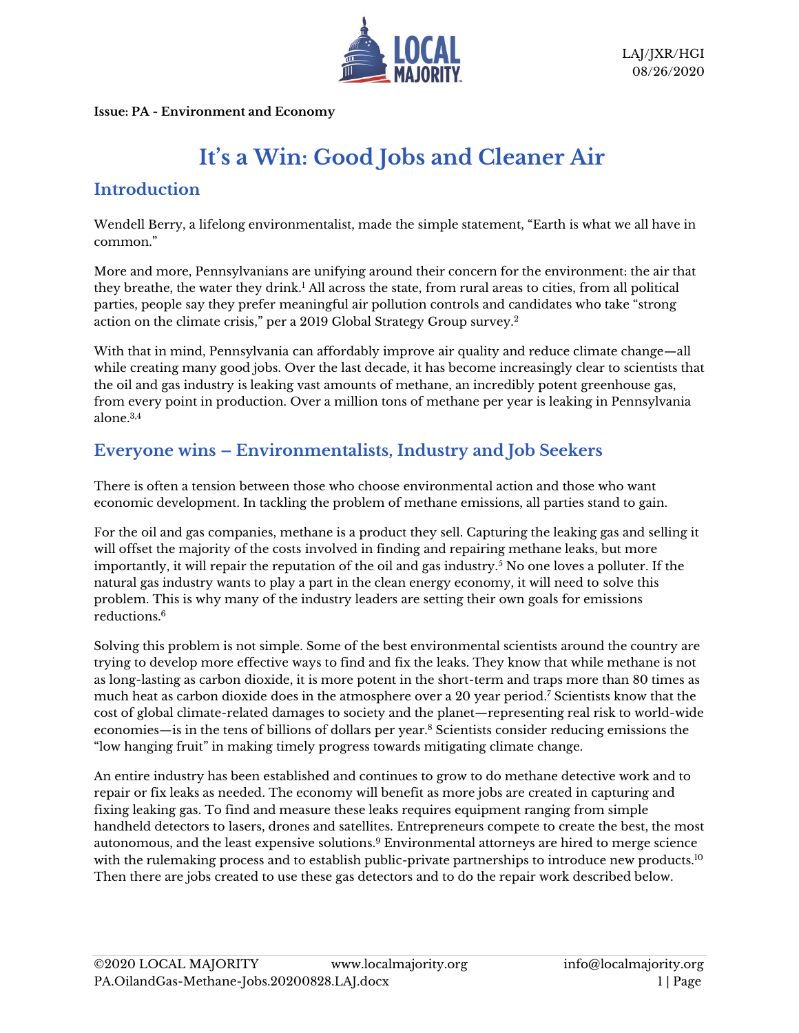LAJ/JXR/HGI
08/26/2020

**Issue: PA - Environment and Economy**

# It's a Win: Good Jobs and Cleaner Air

## Introduction

Wendell Berry, a lifelong environmentalist, made the simple statement, "Earth is what we all have in common."

More and more, Pennsylvanians are unifying around their concern for the environment: the air that they breathe, the water they drink.[1] All across the state, from rural areas to cities, from all political parties, people say they prefer meaningful air pollution controls and candidates who take "strong action on the climate crisis," per a 2019 Global Strategy Group survey.[2]

With that in mind, Pennsylvania can affordably improve air quality and reduce climate change—all while creating many good jobs. Over the last decade, it has become increasingly clear to scientists that the oil and gas industry is leaking vast amounts of methane, an incredibly potent greenhouse gas, from every point in production. Over a million tons of methane per year is leaking in Pennsylvania alone.[3,4]

## Everyone wins – Environmentalists, Industry and Job Seekers

There is often a tension between those who choose environmental action and those who want economic development. In tackling the problem of methane emissions, all parties stand to gain.

For the oil and gas companies, methane is a product they sell. Capturing the leaking gas and selling it will offset the majority of the costs involved in finding and repairing methane leaks, but more importantly, it will repair the reputation of the oil and gas industry.[5] No one loves a polluter. If the natural gas industry wants to play a part in the clean energy economy, it will need to solve this problem. This is why many of the industry leaders are setting their own goals for emissions reductions.[6]

Solving this problem is not simple. Some of the best environmental scientists around the country are trying to develop more effective ways to find and fix the leaks. They know that while methane is not as long-lasting as carbon dioxide, it is more potent in the short-term and traps more than 80 times as much heat as carbon dioxide does in the atmosphere over a 20 year period.[7] Scientists know that the cost of global climate-related damages to society and the planet—representing real risk to world-wide economies—is in the tens of billions of dollars per year.[8] Scientists consider reducing emissions the "low hanging fruit" in making timely progress towards mitigating climate change.

An entire industry has been established and continues to grow to do methane detective work and to repair or fix leaks as needed. The economy will benefit as more jobs are created in capturing and fixing leaking gas. To find and measure these leaks requires equipment ranging from simple handheld detectors to lasers, drones and satellites. Entrepreneurs compete to create the best, the most autonomous, and the least expensive solutions.[9] Environmental attorneys are hired to merge science with the rulemaking process and to establish public-private partnerships to introduce new products.[10] Then there are jobs created to use these gas detectors and to do the repair work described below.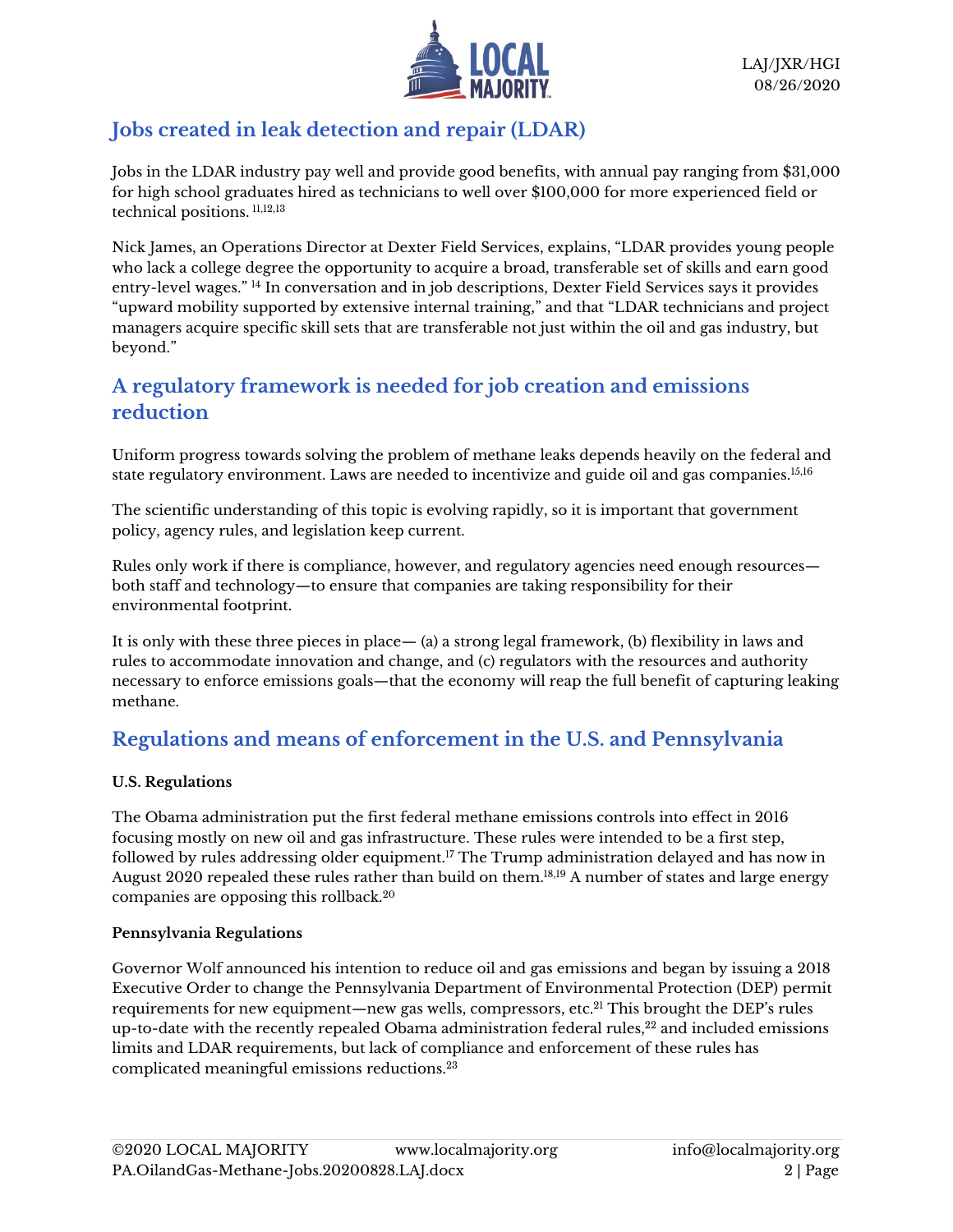## Jobs created in leak detection and repair (LDAR)

Jobs in the LDAR industry pay well and provide good benefits, with annual pay ranging from $31,000 for high school graduates hired as technicians to well over $100,000 for more experienced field or technical positions. [11,12,13]

Nick James, an Operations Director at Dexter Field Services, explains, "LDAR provides young people who lack a college degree the opportunity to acquire a broad, transferable set of skills and earn good entry-level wages." [14] In conversation and in job descriptions, Dexter Field Services says it provides "upward mobility supported by extensive internal training," and that "LDAR technicians and project managers acquire specific skill sets that are transferable not just within the oil and gas industry, but beyond."

## A regulatory framework is needed for job creation and emissions reduction

Uniform progress towards solving the problem of methane leaks depends heavily on the federal and state regulatory environment. Laws are needed to incentivize and guide oil and gas companies.[15,16]

The scientific understanding of this topic is evolving rapidly, so it is important that government policy, agency rules, and legislation keep current.

Rules only work if there is compliance, however, and regulatory agencies need enough resources—both staff and technology—to ensure that companies are taking responsibility for their environmental footprint.

It is only with these three pieces in place— (a) a strong legal framework, (b) flexibility in laws and rules to accommodate innovation and change, and (c) regulators with the resources and authority necessary to enforce emissions goals—that the economy will reap the full benefit of capturing leaking methane.

## Regulations and means of enforcement in the U.S. and Pennsylvania

**U.S. Regulations**

The Obama administration put the first federal methane emissions controls into effect in 2016 focusing mostly on new oil and gas infrastructure. These rules were intended to be a first step, followed by rules addressing older equipment.[17] The Trump administration delayed and has now in August 2020 repealed these rules rather than build on them.[18,19] A number of states and large energy companies are opposing this rollback.[20]

**Pennsylvania Regulations**

Governor Wolf announced his intention to reduce oil and gas emissions and began by issuing a 2018 Executive Order to change the Pennsylvania Department of Environmental Protection (DEP) permit requirements for new equipment—new gas wells, compressors, etc.[21] This brought the DEP's rules up-to-date with the recently repealed Obama administration federal rules,[22] and included emissions limits and LDAR requirements, but lack of compliance and enforcement of these rules has complicated meaningful emissions reductions.[23]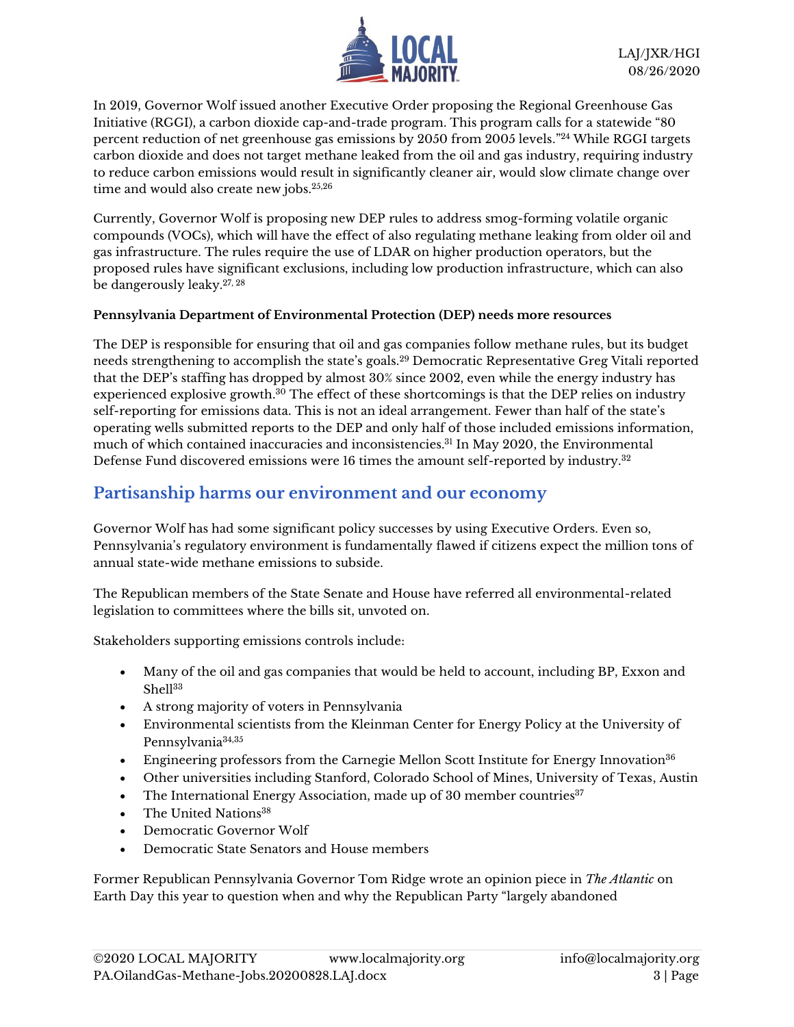In 2019, Governor Wolf issued another Executive Order proposing the Regional Greenhouse Gas Initiative (RGGI), a carbon dioxide cap-and-trade program. This program calls for a statewide "80 percent reduction of net greenhouse gas emissions by 2050 from 2005 levels."[24] While RGGI targets carbon dioxide and does not target methane leaked from the oil and gas industry, requiring industry to reduce carbon emissions would result in significantly cleaner air, would slow climate change over time and would also create new jobs.[25,26]

Currently, Governor Wolf is proposing new DEP rules to address smog-forming volatile organic compounds (VOCs), which will have the effect of also regulating methane leaking from older oil and gas infrastructure. The rules require the use of LDAR on higher production operators, but the proposed rules have significant exclusions, including low production infrastructure, which can also be dangerously leaky.[27, 28]

**Pennsylvania Department of Environmental Protection (DEP) needs more resources**

The DEP is responsible for ensuring that oil and gas companies follow methane rules, but its budget needs strengthening to accomplish the state's goals.[29] Democratic Representative Greg Vitali reported that the DEP's staffing has dropped by almost 30% since 2002, even while the energy industry has experienced explosive growth.[30] The effect of these shortcomings is that the DEP relies on industry self-reporting for emissions data. This is not an ideal arrangement. Fewer than half of the state's operating wells submitted reports to the DEP and only half of those included emissions information, much of which contained inaccuracies and inconsistencies.[31] In May 2020, the Environmental Defense Fund discovered emissions were 16 times the amount self-reported by industry.[32]

## Partisanship harms our environment and our economy

Governor Wolf has had some significant policy successes by using Executive Orders. Even so, Pennsylvania's regulatory environment is fundamentally flawed if citizens expect the million tons of annual state-wide methane emissions to subside.

The Republican members of the State Senate and House have referred all environmental-related legislation to committees where the bills sit, unvoted on.

Stakeholders supporting emissions controls include:

- Many of the oil and gas companies that would be held to account, including BP, Exxon and Shell[33]
- A strong majority of voters in Pennsylvania
- Environmental scientists from the Kleinman Center for Energy Policy at the University of Pennsylvania[34,35]
- Engineering professors from the Carnegie Mellon Scott Institute for Energy Innovation[36]
- Other universities including Stanford, Colorado School of Mines, University of Texas, Austin
- The International Energy Association, made up of 30 member countries[37]
- The United Nations[38]
- Democratic Governor Wolf
- Democratic State Senators and House members

Former Republican Pennsylvania Governor Tom Ridge wrote an opinion piece in *The Atlantic* on Earth Day this year to question when and why the Republican Party "largely abandoned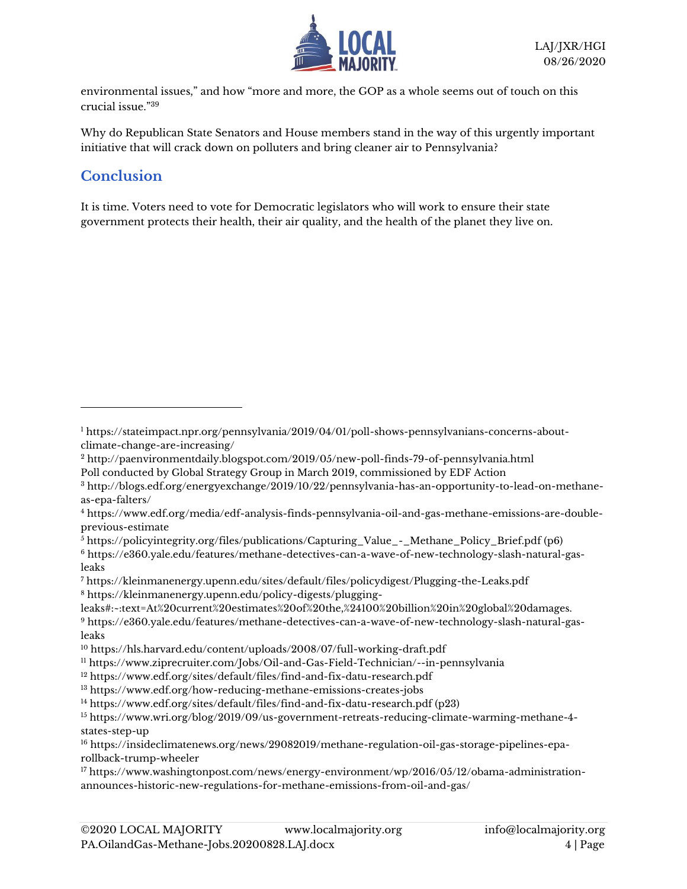environmental issues," and how "more and more, the GOP as a whole seems out of touch on this crucial issue."[39]

Why do Republican State Senators and House members stand in the way of this urgently important initiative that will crack down on polluters and bring cleaner air to Pennsylvania?

## Conclusion

It is time. Voters need to vote for Democratic legislators who will work to ensure their state government protects their health, their air quality, and the health of the planet they live on.

---

[1] https://stateimpact.npr.org/pennsylvania/2019/04/01/poll-shows-pennsylvanians-concerns-about-climate-change-are-increasing/

[2] http://paenvironmentdaily.blogspot.com/2019/05/new-poll-finds-79-of-pennsylvania.html
Poll conducted by Global Strategy Group in March 2019, commissioned by EDF Action

[3] http://blogs.edf.org/energyexchange/2019/10/22/pennsylvania-has-an-opportunity-to-lead-on-methane-as-epa-falters/

[4] https://www.edf.org/media/edf-analysis-finds-pennsylvania-oil-and-gas-methane-emissions-are-double-previous-estimate

[5] https://policyintegrity.org/files/publications/Capturing_Value_-_Methane_Policy_Brief.pdf (p6)

[6] https://e360.yale.edu/features/methane-detectives-can-a-wave-of-new-technology-slash-natural-gas-leaks

[7] https://kleinmanenergy.upenn.edu/sites/default/files/policydigest/Plugging-the-Leaks.pdf

[8] https://kleinmanenergy.upenn.edu/policy-digests/plugging-leaks#:~:text=At%20current%20estimates%20of%20the,%24100%20billion%20in%20global%20damages.

[9] https://e360.yale.edu/features/methane-detectives-can-a-wave-of-new-technology-slash-natural-gas-leaks

[10] https://hls.harvard.edu/content/uploads/2008/07/full-working-draft.pdf

[11] https://www.ziprecruiter.com/Jobs/Oil-and-Gas-Field-Technician/--in-pennsylvania

[12] https://www.edf.org/sites/default/files/find-and-fix-datu-research.pdf

[13] https://www.edf.org/how-reducing-methane-emissions-creates-jobs

[14] https://www.edf.org/sites/default/files/find-and-fix-datu-research.pdf (p23)

[15] https://www.wri.org/blog/2019/09/us-government-retreats-reducing-climate-warming-methane-4-states-step-up

[16] https://insideclimatenews.org/news/29082019/methane-regulation-oil-gas-storage-pipelines-epa-rollback-trump-wheeler

[17] https://www.washingtonpost.com/news/energy-environment/wp/2016/05/12/obama-administration-announces-historic-new-regulations-for-methane-emissions-from-oil-and-gas/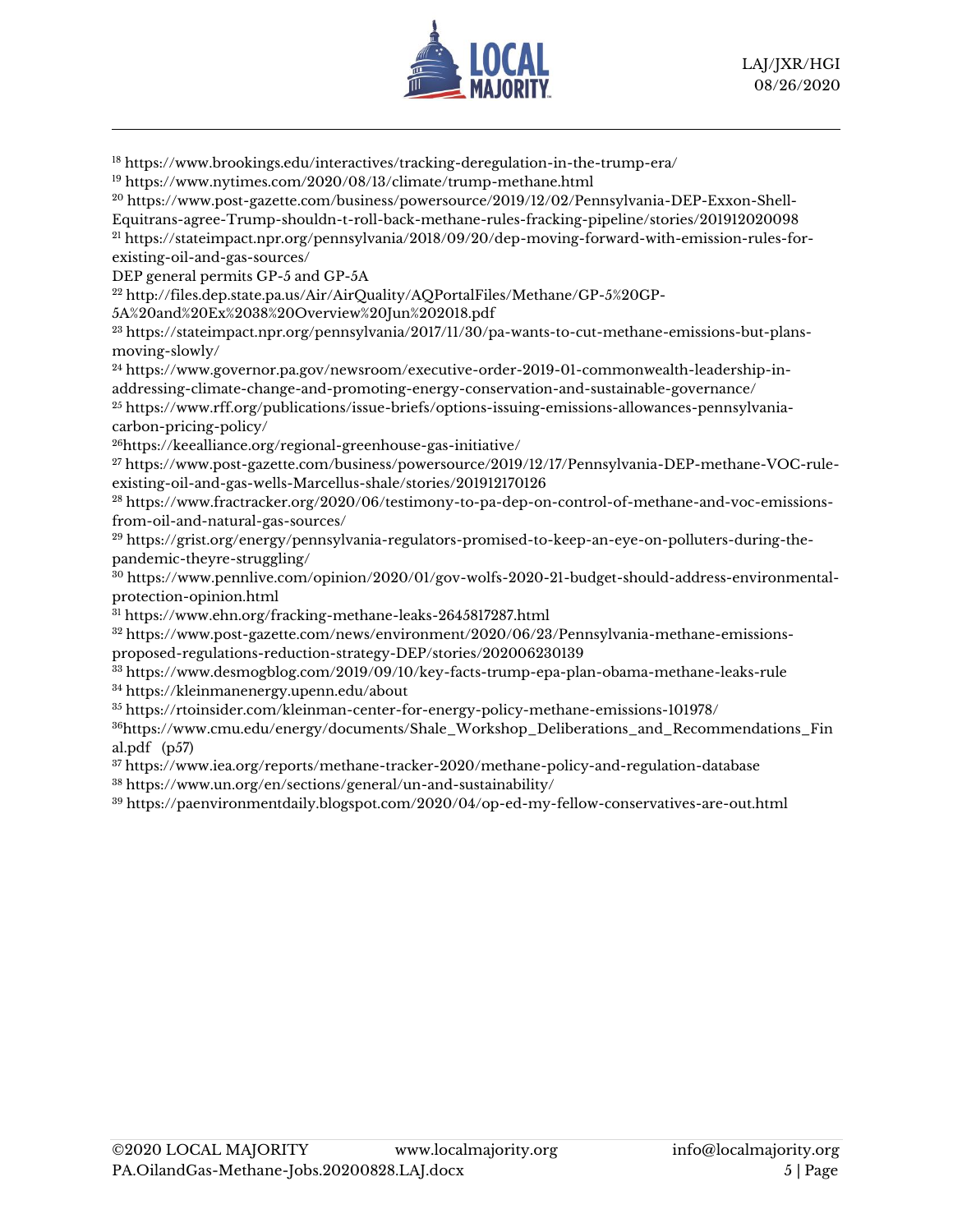[18] https://www.brookings.edu/interactives/tracking-deregulation-in-the-trump-era/

[19] https://www.nytimes.com/2020/08/13/climate/trump-methane.html

[20] https://www.post-gazette.com/business/powersource/2019/12/02/Pennsylvania-DEP-Exxon-Shell-Equitrans-agree-Trump-shouldn-t-roll-back-methane-rules-fracking-pipeline/stories/201912020098

[21] https://stateimpact.npr.org/pennsylvania/2018/09/20/dep-moving-forward-with-emission-rules-for-existing-oil-and-gas-sources/

DEP general permits GP-5 and GP-5A

[22] http://files.dep.state.pa.us/Air/AirQuality/AQPortalFiles/Methane/GP-5%20GP-5A%20and%20Ex%2038%20Overview%20Jun%202018.pdf

[23] https://stateimpact.npr.org/pennsylvania/2017/11/30/pa-wants-to-cut-methane-emissions-but-plans-moving-slowly/

[24] https://www.governor.pa.gov/newsroom/executive-order-2019-01-commonwealth-leadership-in-addressing-climate-change-and-promoting-energy-conservation-and-sustainable-governance/

[25] https://www.rff.org/publications/issue-briefs/options-issuing-emissions-allowances-pennsylvania-carbon-pricing-policy/

[26] https://keealliance.org/regional-greenhouse-gas-initiative/

[27] https://www.post-gazette.com/business/powersource/2019/12/17/Pennsylvania-DEP-methane-VOC-rule-existing-oil-and-gas-wells-Marcellus-shale/stories/201912170126

[28] https://www.fractracker.org/2020/06/testimony-to-pa-dep-on-control-of-methane-and-voc-emissions-from-oil-and-natural-gas-sources/

[29] https://grist.org/energy/pennsylvania-regulators-promised-to-keep-an-eye-on-polluters-during-the-pandemic-theyre-struggling/

[30] https://www.pennlive.com/opinion/2020/01/gov-wolfs-2020-21-budget-should-address-environmental-protection-opinion.html

[31] https://www.ehn.org/fracking-methane-leaks-2645817287.html

[32] https://www.post-gazette.com/news/environment/2020/06/23/Pennsylvania-methane-emissions-proposed-regulations-reduction-strategy-DEP/stories/202006230139

[33] https://www.desmogblog.com/2019/09/10/key-facts-trump-epa-plan-obama-methane-leaks-rule

[34] https://kleinmanenergy.upenn.edu/about

[35] https://rtoinsider.com/kleinman-center-for-energy-policy-methane-emissions-101978/

[36] https://www.cmu.edu/energy/documents/Shale_Workshop_Deliberations_and_Recommendations_Final.pdf (p57)

[37] https://www.iea.org/reports/methane-tracker-2020/methane-policy-and-regulation-database

[38] https://www.un.org/en/sections/general/un-and-sustainability/

[39] https://paenvironmentdaily.blogspot.com/2020/04/op-ed-my-fellow-conservatives-are-out.html